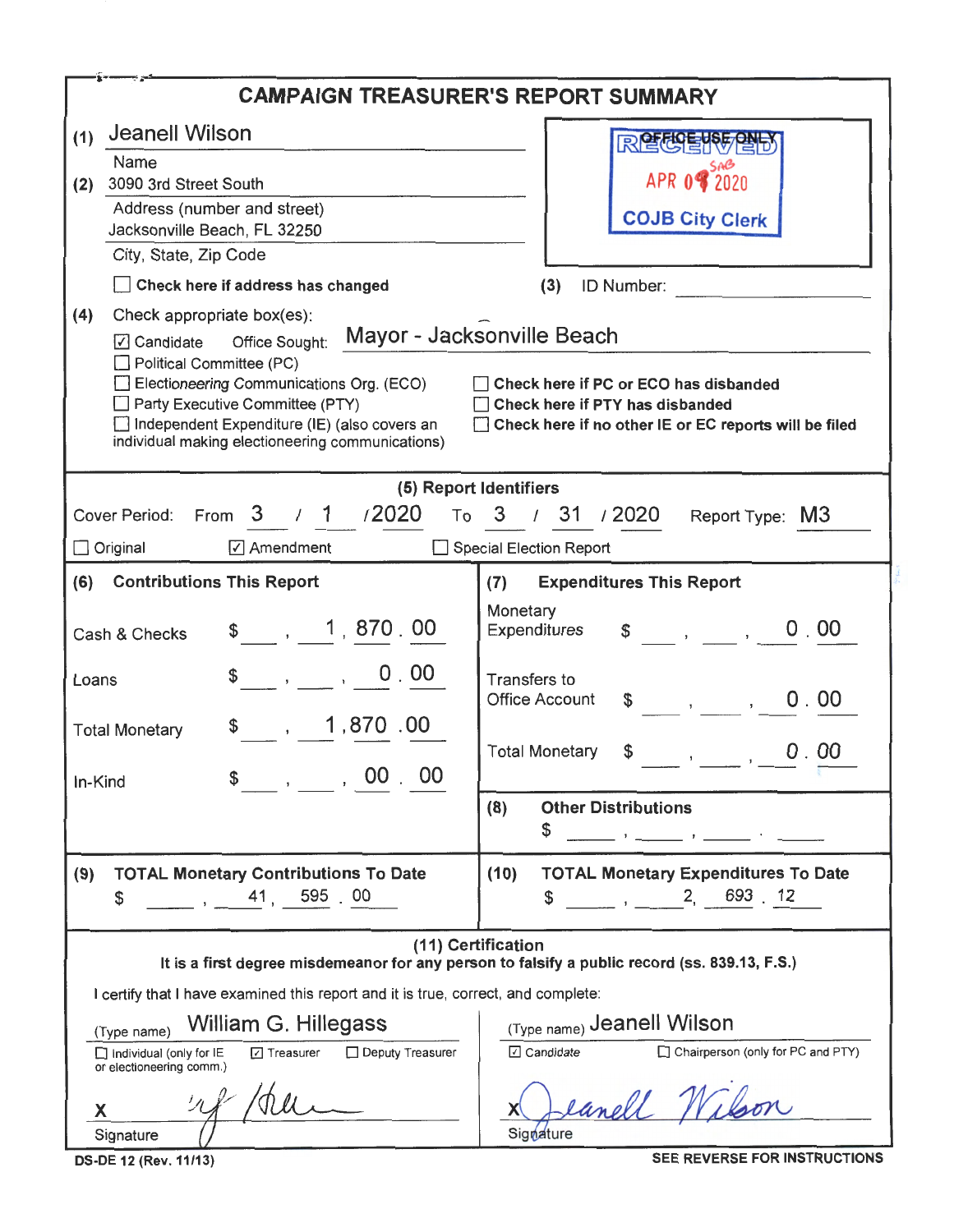# CAMPAIGN TREASURER'S REPORT SUMMARY

**(1)** Jeanell Wilson
Name

**(2)** 3090 3rd Street South
Address (number and street)
Jacksonville Beach, FL 32250
City, State, Zip Code

OFFICE USE ONLY
RECEIVED
APR 09 2020
COJB City Clerk

☐ **Check here if address has changed**

**(3)** ID Number:

**(4)** Check appropriate box(es):

☑ Candidate Office Sought: Mayor - Jacksonville Beach
☐ Political Committee (PC)
☐ Electioneering Communications Org. (ECO)
☐ Party Executive Committee (PTY)
☐ Independent Expenditure (IE) (also covers an individual making electioneering communications)

☐ **Check here if PC or ECO has disbanded**
☐ **Check here if PTY has disbanded**
☐ **Check here if no other IE or EC reports will be filed**

## (5) Report Identifiers

Cover Period: From 3 / 1 /2020 To 3 / 31 /2020 Report Type: M3

☐ Original ☑ Amendment ☐ Special Election Report

| (6) Contributions This Report | | (7) Expenditures This Report | |
|---|---|---|---|
| Cash & Checks | $ 1,870.00 | Monetary Expenditures | $ 0.00 |
| Loans | $ 0.00 | Transfers to Office Account | $ 0.00 |
| Total Monetary | $ 1,870.00 | Total Monetary | $ 0.00 |
| In-Kind | $ 00.00 | (8) Other Distributions | $ |

| (9) TOTAL Monetary Contributions To Date | (10) TOTAL Monetary Expenditures To Date |
|---|---|
| $ 41,595.00 | $ 2,693.12 |

## (11) Certification

**It is a first degree misdemeanor for any person to falsify a public record (ss. 839.13, F.S.)**

I certify that I have examined this report and it is true, correct, and complete:

(Type name) William G. Hillegass
☐ Individual (only for IE or electioneering comm.) ☑ Treasurer ☐ Deputy Treasurer
X [signature]
Signature

(Type name) Jeanell Wilson
☑ Candidate ☐ Chairperson (only for PC and PTY)
X Jeanell Wilson
Signature

DS-DE 12 (Rev. 11/13)

**SEE REVERSE FOR INSTRUCTIONS**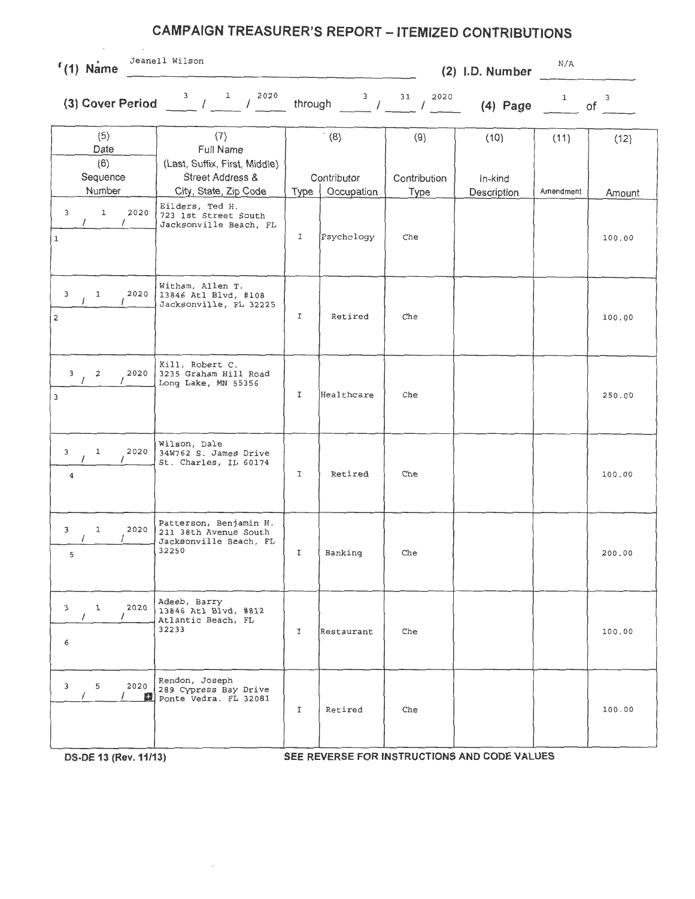# CAMPAIGN TREASURER'S REPORT – ITEMIZED CONTRIBUTIONS

**(1) Name** Jeanell Wilson **(2) I.D. Number** N/A

**(3) Cover Period** 3 / 1 / 2020 through 3 / 31 / 2020 **(4) Page** 1 of 3

| (5) Date / (6) Sequence Number | (7) Full Name (Last, Suffix, First, Middle) Street Address & City, State, Zip Code | (8) Contributor Type | (8) Contributor Occupation | (9) Contribution Type | (10) In-kind Description | (11) Amendment | (12) Amount |
|---|---|---|---|---|---|---|---|
| 3 / 1 / 2020 <br> 1 | Eilders, Ted H. <br> 723 1st Street South <br> Jacksonville Beach, FL | I | Psychology | Che | | | 100.00 |
| 3 / 1 / 2020 <br> 2 | Witham, Allen T. <br> 13846 Atl Blvd, #108 <br> Jacksonville, FL 32225 | I | Retired | Che | | | 100.00 |
| 3 / 2 / 2020 <br> 3 | Kill, Robert C. <br> 3235 Graham Hill Road <br> Long Lake, MN 55356 | I | Healthcare | Che | | | 250.00 |
| 3 / 1 / 2020 <br> 4 | Wilson, Dale <br> 34W762 S. James Drive <br> St. Charles, IL 60174 | I | Retired | Che | | | 100.00 |
| 3 / 1 / 2020 <br> 5 | Patterson, Benjamin H. <br> 211 38th Avenue South <br> Jacksonville Beach, FL 32250 | I | Banking | Che | | | 200.00 |
| 3 / 1 / 2020 <br> 6 | Adeeb, Barry <br> 13846 Atl Blvd, #812 <br> Atlantic Beach, FL 32233 | I | Restaurant | Che | | | 100.00 |
| 3 / 5 / 2020 | Rendon, Joseph <br> 289 Cypress Bay Drive <br> Ponte Vedra. FL 32081 | I | Retired | Che | | | 100.00 |

DS-DE 13 (Rev. 11/13) SEE REVERSE FOR INSTRUCTIONS AND CODE VALUES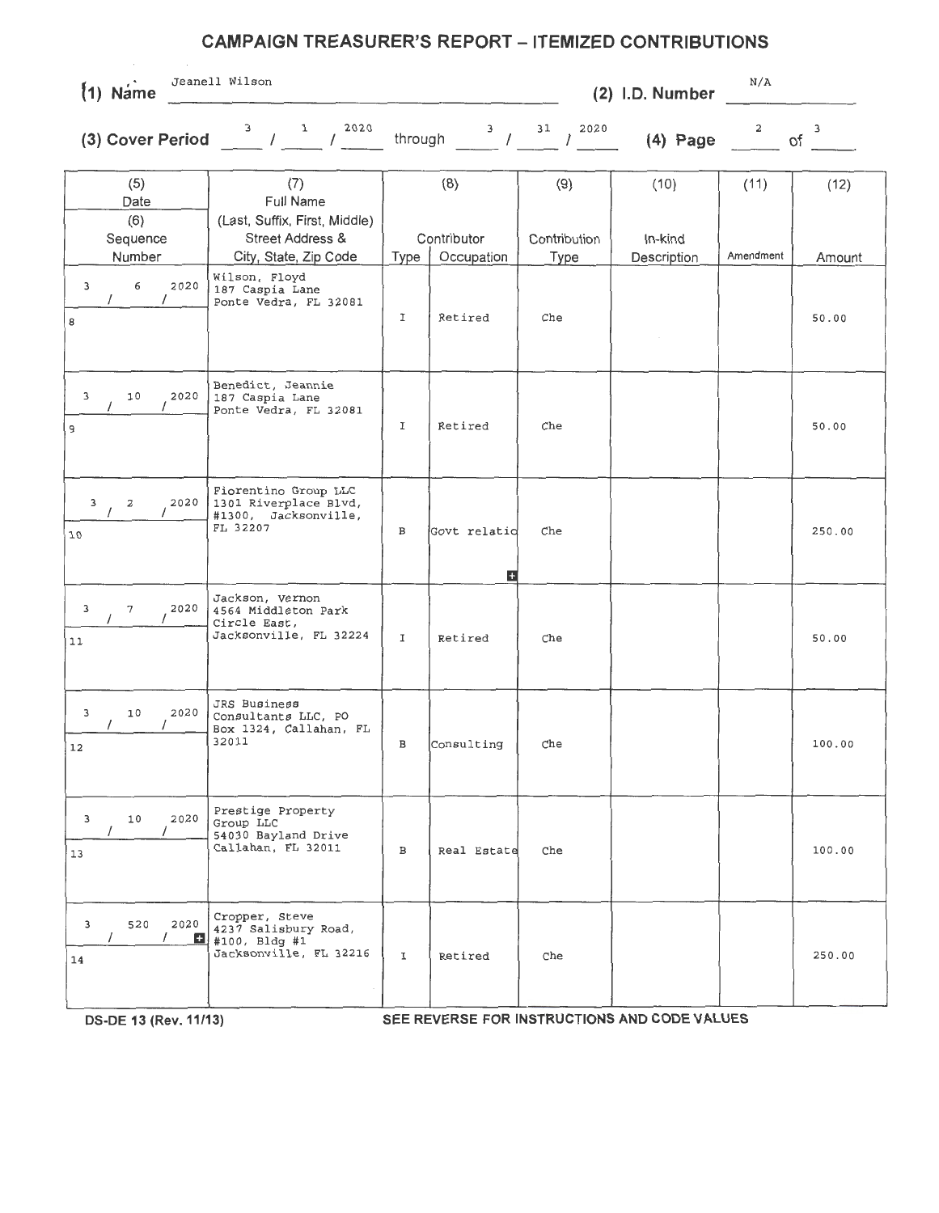# CAMPAIGN TREASURER'S REPORT – ITEMIZED CONTRIBUTIONS

**(1) Name** Jeanell Wilson **(2) I.D. Number** N/A

**(3) Cover Period** 3 / 1 / 2020 through 3 / 31 / 2020 **(4) Page** 2 of 3

| (5) Date (6) Sequence Number | (7) Full Name (Last, Suffix, First, Middle) Street Address & City, State, Zip Code | (8) Contributor Type | Occupation | (9) Contribution Type | (10) In-kind Description | (11) Amendment | (12) Amount |
|---|---|---|---|---|---|---|---|
| 3 / 6 / 2020 8 | Wilson, Floyd 187 Caspia Lane Ponte Vedra, FL 32081 | I | Retired | Che | | | 50.00 |
| 3 / 10 / 2020 9 | Benedict, Jeannie 187 Caspia Lane Ponte Vedra, FL 32081 | I | Retired | Che | | | 50.00 |
| 3 / 2 / 2020 10 | Fiorentino Group LLC 1301 Riverplace Blvd, #1300, Jacksonville, FL 32207 | B | Govt relatio | Che | | | 250.00 |
| 3 / 7 / 2020 11 | Jackson, Vernon 4564 Middleton Park Circle East, Jacksonville, FL 32224 | I | Retired | Che | | | 50.00 |
| 3 / 10 / 2020 12 | JRS Business Consultants LLC, PO Box 1324, Callahan, FL 32011 | B | Consulting | Che | | | 100.00 |
| 3 / 10 / 2020 13 | Prestige Property Group LLC 54030 Bayland Drive Callahan, FL 32011 | B | Real Estate | Che | | | 100.00 |
| 3 / 520 / 2020 14 | Cropper, Steve 4237 Salisbury Road, #100, Bldg #1 Jacksonville, FL 32216 | I | Retired | Che | | | 250.00 |

DS-DE 13 (Rev. 11/13) SEE REVERSE FOR INSTRUCTIONS AND CODE VALUES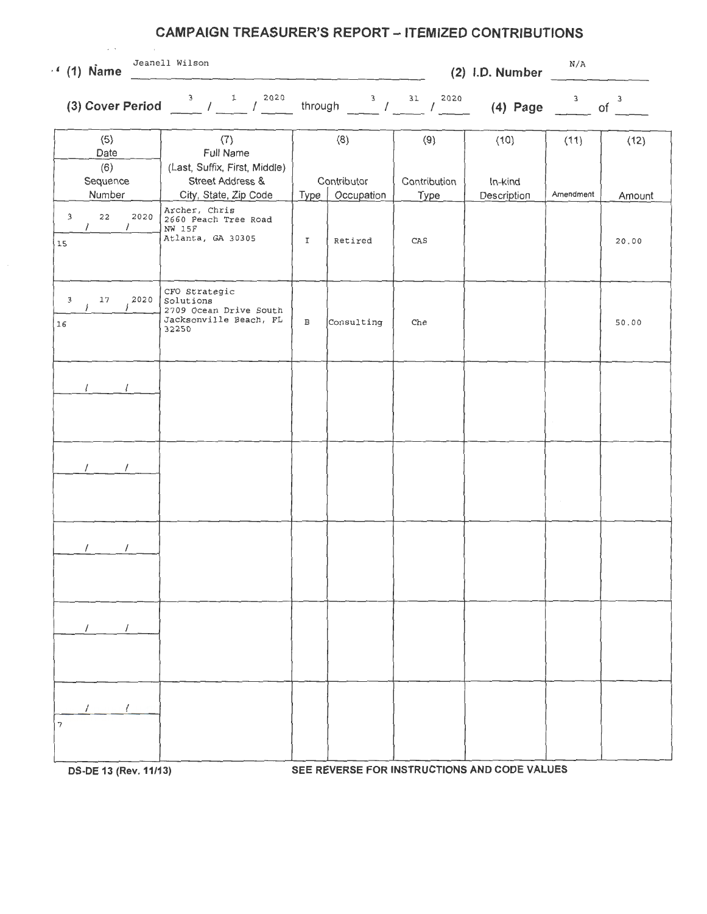# CAMPAIGN TREASURER'S REPORT – ITEMIZED CONTRIBUTIONS

**(1) Name** Jeanell Wilson **(2) I.D. Number** N/A

**(3) Cover Period** 3 / 1 / 2020 through 3 / 31 / 2020 **(4) Page** 3 of 3

| (5) Date (6) Sequence Number | (7) Full Name (Last, Suffix, First, Middle) Street Address & City, State, Zip Code | (8) Contributor Type | Occupation | (9) Contribution Type | (10) In-kind Description | (11) Amendment | (12) Amount |
|---|---|---|---|---|---|---|---|
| 3 / 22 / 2020<br>15 | Archer, Chris<br>2660 Peach Tree Road NW 15F<br>Atlanta, GA 30305 | I | Retired | CAS | | | 20.00 |
| 3 / 17 / 2020<br>16 | CFO Strategic Solutions<br>2709 Ocean Drive South<br>Jacksonville Beach, FL 32250 | B | Consulting | Che | | | 50.00 |
| / / | | | | | | | |
| / / | | | | | | | |
| / / | | | | | | | |
| / / | | | | | | | |
| / /<br>7 | | | | | | | |

DS-DE 13 (Rev. 11/13) SEE REVERSE FOR INSTRUCTIONS AND CODE VALUES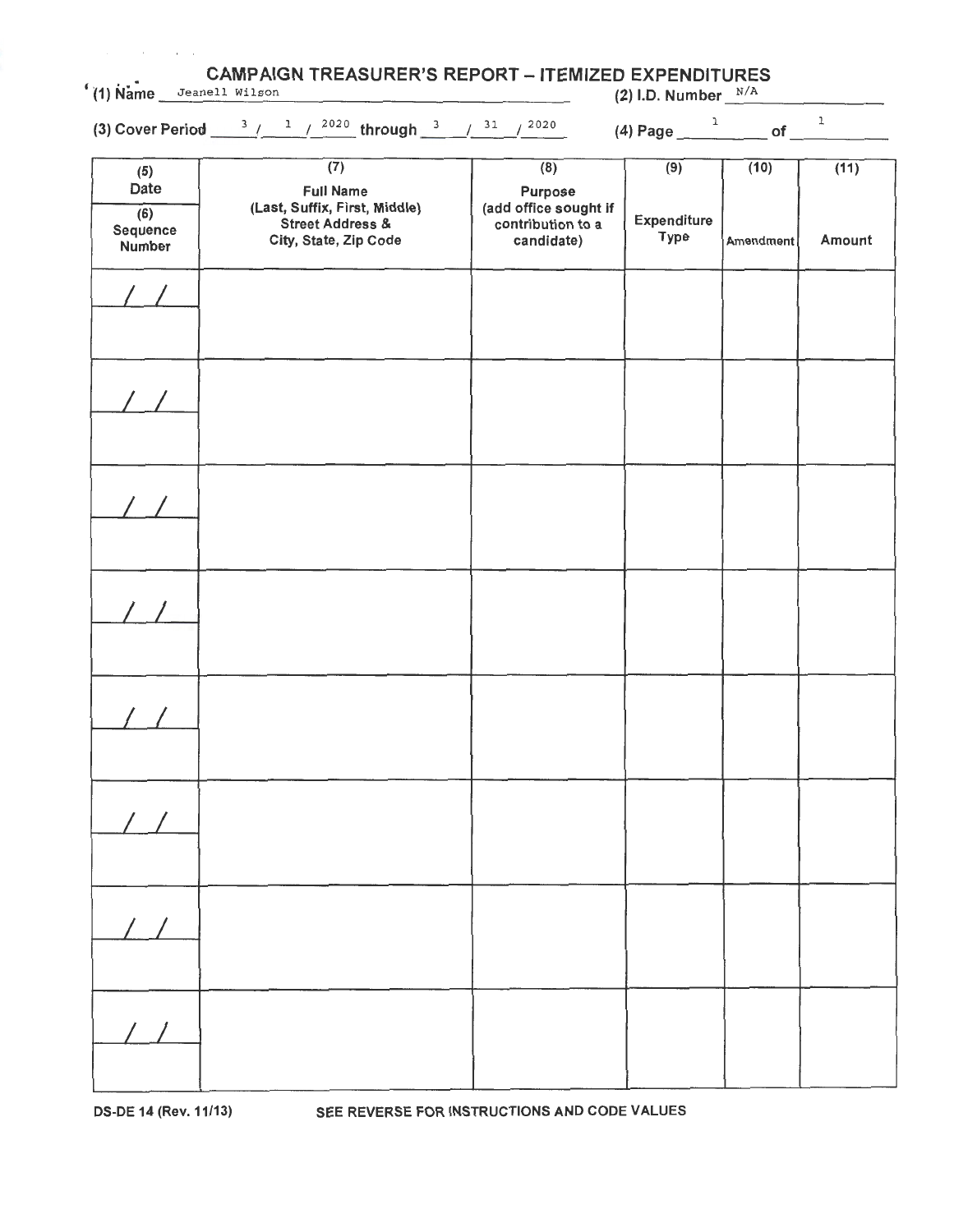# CAMPAIGN TREASURER'S REPORT – ITEMIZED EXPENDITURES

(1) Name Jeanell Wilson

(2) I.D. Number N/A

(3) Cover Period 3 / 1 / 2020 through 3 / 31 / 2020

(4) Page 1 of 1

| (5) Date / (6) Sequence Number | (7) Full Name (Last, Suffix, First, Middle) Street Address & City, State, Zip Code | (8) Purpose (add office sought if contribution to a candidate) | (9) Expenditure Type | (10) Amendment | (11) Amount |
|---|---|---|---|---|---|
| / / | | | | | |
| / / | | | | | |
| / / | | | | | |
| / / | | | | | |
| / / | | | | | |
| / / | | | | | |
| / / | | | | | |
| / / | | | | | |

DS-DE 14 (Rev. 11/13) SEE REVERSE FOR INSTRUCTIONS AND CODE VALUES